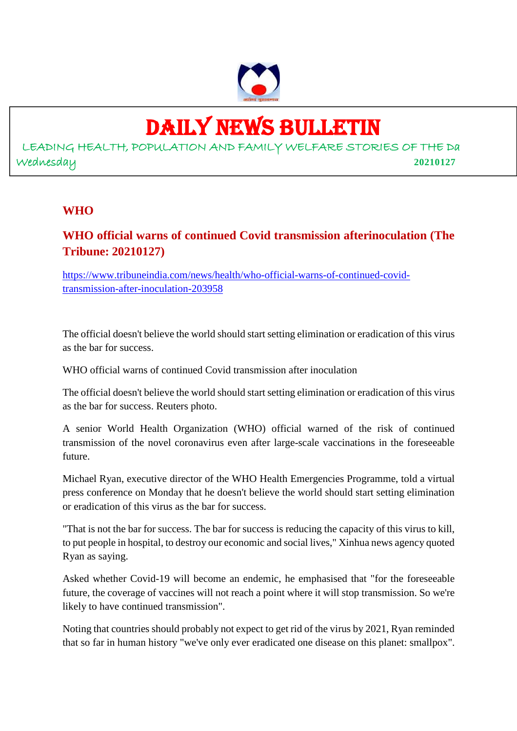# DAILY NEWS BULLETIN

LEADING HEALTH, POPULATION AND FAMILY WELFARE STORIES OF THE Da

Wednesday **20210127**

## WHO

### WHO official warns of continued Covid transmission afterinoculation (The Tribune: 20210127)

https://www.tribuneindia.com/news/health/who-official-warns-of-continued-covid-transmission-after-inoculation-203958

The official doesn't believe the world should start setting elimination or eradication of this virus as the bar for success.

WHO official warns of continued Covid transmission after inoculation

The official doesn't believe the world should start setting elimination or eradication of this virus as the bar for success. Reuters photo.

A senior World Health Organization (WHO) official warned of the risk of continued transmission of the novel coronavirus even after large-scale vaccinations in the foreseeable future.

Michael Ryan, executive director of the WHO Health Emergencies Programme, told a virtual press conference on Monday that he doesn't believe the world should start setting elimination or eradication of this virus as the bar for success.

"That is not the bar for success. The bar for success is reducing the capacity of this virus to kill, to put people in hospital, to destroy our economic and social lives," Xinhua news agency quoted Ryan as saying.

Asked whether Covid-19 will become an endemic, he emphasised that "for the foreseeable future, the coverage of vaccines will not reach a point where it will stop transmission. So we're likely to have continued transmission".

Noting that countries should probably not expect to get rid of the virus by 2021, Ryan reminded that so far in human history "we've only ever eradicated one disease on this planet: smallpox".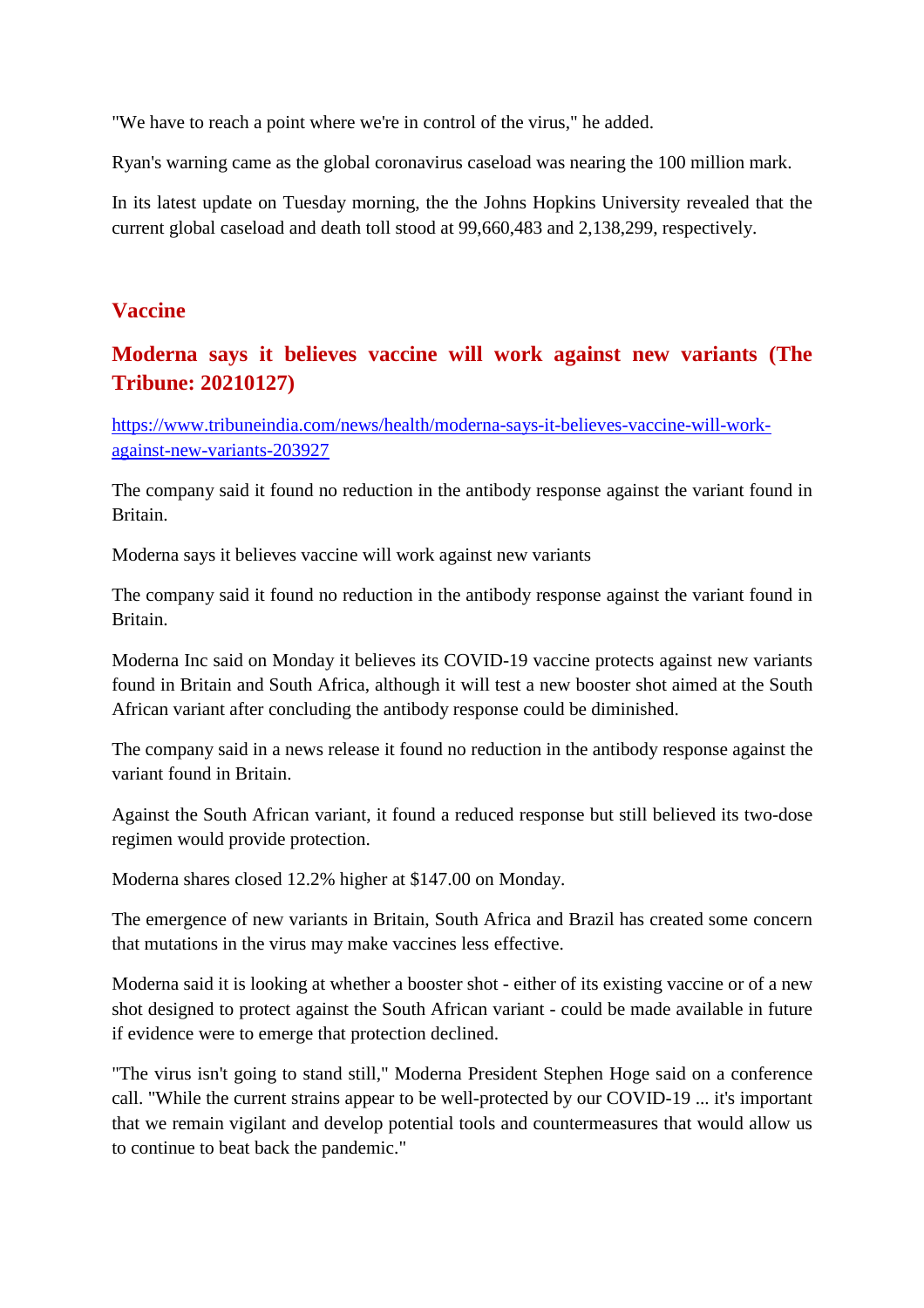"We have to reach a point where we're in control of the virus," he added.

Ryan's warning came as the global coronavirus caseload was nearing the 100 million mark.

In its latest update on Tuesday morning, the the Johns Hopkins University revealed that the current global caseload and death toll stood at 99,660,483 and 2,138,299, respectively.

## Vaccine

### Moderna says it believes vaccine will work against new variants (The Tribune: 20210127)

https://www.tribuneindia.com/news/health/moderna-says-it-believes-vaccine-will-work-against-new-variants-203927

The company said it found no reduction in the antibody response against the variant found in Britain.

Moderna says it believes vaccine will work against new variants

The company said it found no reduction in the antibody response against the variant found in Britain.

Moderna Inc said on Monday it believes its COVID-19 vaccine protects against new variants found in Britain and South Africa, although it will test a new booster shot aimed at the South African variant after concluding the antibody response could be diminished.

The company said in a news release it found no reduction in the antibody response against the variant found in Britain.

Against the South African variant, it found a reduced response but still believed its two-dose regimen would provide protection.

Moderna shares closed 12.2% higher at $147.00 on Monday.

The emergence of new variants in Britain, South Africa and Brazil has created some concern that mutations in the virus may make vaccines less effective.

Moderna said it is looking at whether a booster shot - either of its existing vaccine or of a new shot designed to protect against the South African variant - could be made available in future if evidence were to emerge that protection declined.

"The virus isn't going to stand still," Moderna President Stephen Hoge said on a conference call. "While the current strains appear to be well-protected by our COVID-19 ... it's important that we remain vigilant and develop potential tools and countermeasures that would allow us to continue to beat back the pandemic."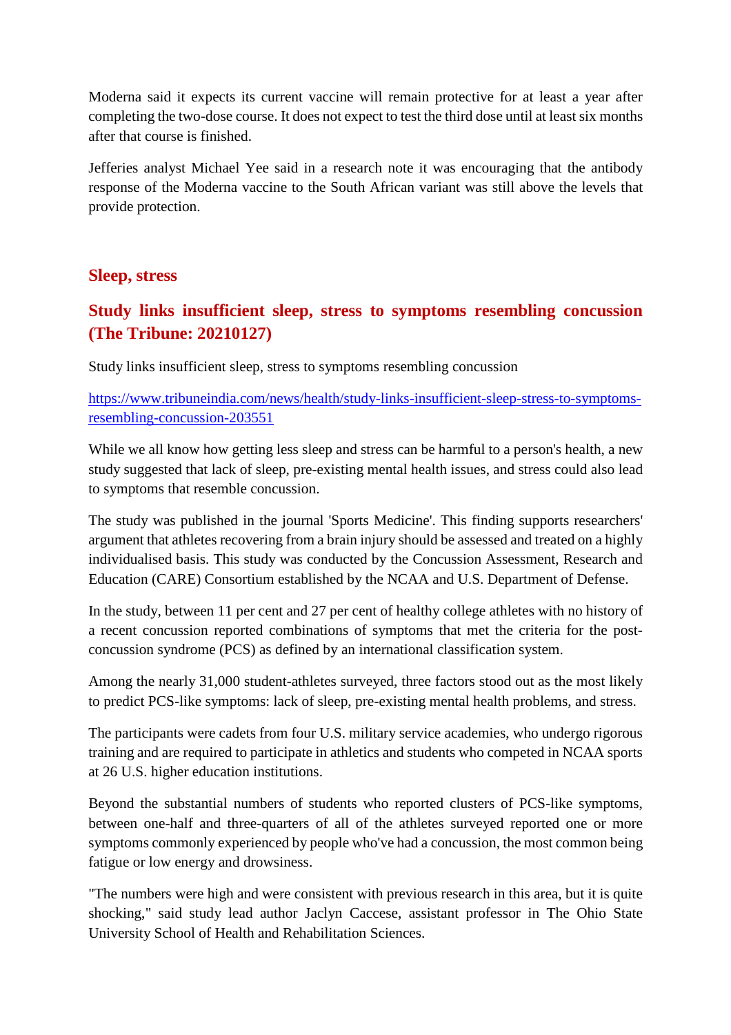Moderna said it expects its current vaccine will remain protective for at least a year after completing the two-dose course. It does not expect to test the third dose until at least six months after that course is finished.

Jefferies analyst Michael Yee said in a research note it was encouraging that the antibody response of the Moderna vaccine to the South African variant was still above the levels that provide protection.

## Sleep, stress

### Study links insufficient sleep, stress to symptoms resembling concussion (The Tribune: 20210127)

Study links insufficient sleep, stress to symptoms resembling concussion

[https://www.tribuneindia.com/news/health/study-links-insufficient-sleep-stress-to-symptoms-resembling-concussion-203551](https://www.tribuneindia.com/news/health/study-links-insufficient-sleep-stress-to-symptoms-resembling-concussion-203551)

While we all know how getting less sleep and stress can be harmful to a person's health, a new study suggested that lack of sleep, pre-existing mental health issues, and stress could also lead to symptoms that resemble concussion.

The study was published in the journal 'Sports Medicine'. This finding supports researchers' argument that athletes recovering from a brain injury should be assessed and treated on a highly individualised basis. This study was conducted by the Concussion Assessment, Research and Education (CARE) Consortium established by the NCAA and U.S. Department of Defense.

In the study, between 11 per cent and 27 per cent of healthy college athletes with no history of a recent concussion reported combinations of symptoms that met the criteria for the post-concussion syndrome (PCS) as defined by an international classification system.

Among the nearly 31,000 student-athletes surveyed, three factors stood out as the most likely to predict PCS-like symptoms: lack of sleep, pre-existing mental health problems, and stress.

The participants were cadets from four U.S. military service academies, who undergo rigorous training and are required to participate in athletics and students who competed in NCAA sports at 26 U.S. higher education institutions.

Beyond the substantial numbers of students who reported clusters of PCS-like symptoms, between one-half and three-quarters of all of the athletes surveyed reported one or more symptoms commonly experienced by people who've had a concussion, the most common being fatigue or low energy and drowsiness.

"The numbers were high and were consistent with previous research in this area, but it is quite shocking," said study lead author Jaclyn Caccese, assistant professor in The Ohio State University School of Health and Rehabilitation Sciences.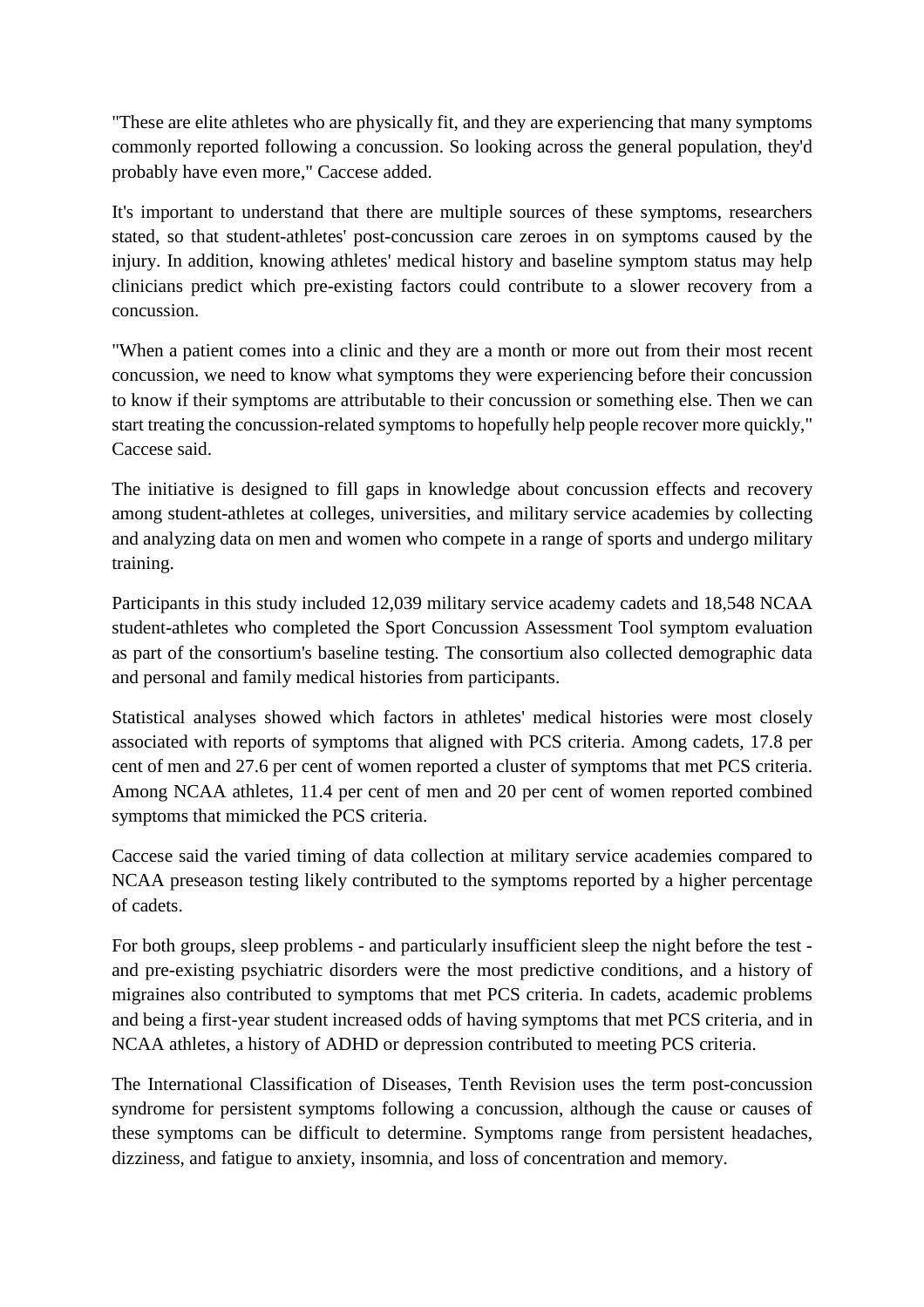"These are elite athletes who are physically fit, and they are experiencing that many symptoms commonly reported following a concussion. So looking across the general population, they'd probably have even more," Caccese added.

It's important to understand that there are multiple sources of these symptoms, researchers stated, so that student-athletes' post-concussion care zeroes in on symptoms caused by the injury. In addition, knowing athletes' medical history and baseline symptom status may help clinicians predict which pre-existing factors could contribute to a slower recovery from a concussion.

"When a patient comes into a clinic and they are a month or more out from their most recent concussion, we need to know what symptoms they were experiencing before their concussion to know if their symptoms are attributable to their concussion or something else. Then we can start treating the concussion-related symptoms to hopefully help people recover more quickly," Caccese said.

The initiative is designed to fill gaps in knowledge about concussion effects and recovery among student-athletes at colleges, universities, and military service academies by collecting and analyzing data on men and women who compete in a range of sports and undergo military training.

Participants in this study included 12,039 military service academy cadets and 18,548 NCAA student-athletes who completed the Sport Concussion Assessment Tool symptom evaluation as part of the consortium's baseline testing. The consortium also collected demographic data and personal and family medical histories from participants.

Statistical analyses showed which factors in athletes' medical histories were most closely associated with reports of symptoms that aligned with PCS criteria. Among cadets, 17.8 per cent of men and 27.6 per cent of women reported a cluster of symptoms that met PCS criteria. Among NCAA athletes, 11.4 per cent of men and 20 per cent of women reported combined symptoms that mimicked the PCS criteria.

Caccese said the varied timing of data collection at military service academies compared to NCAA preseason testing likely contributed to the symptoms reported by a higher percentage of cadets.

For both groups, sleep problems - and particularly insufficient sleep the night before the test - and pre-existing psychiatric disorders were the most predictive conditions, and a history of migraines also contributed to symptoms that met PCS criteria. In cadets, academic problems and being a first-year student increased odds of having symptoms that met PCS criteria, and in NCAA athletes, a history of ADHD or depression contributed to meeting PCS criteria.

The International Classification of Diseases, Tenth Revision uses the term post-concussion syndrome for persistent symptoms following a concussion, although the cause or causes of these symptoms can be difficult to determine. Symptoms range from persistent headaches, dizziness, and fatigue to anxiety, insomnia, and loss of concentration and memory.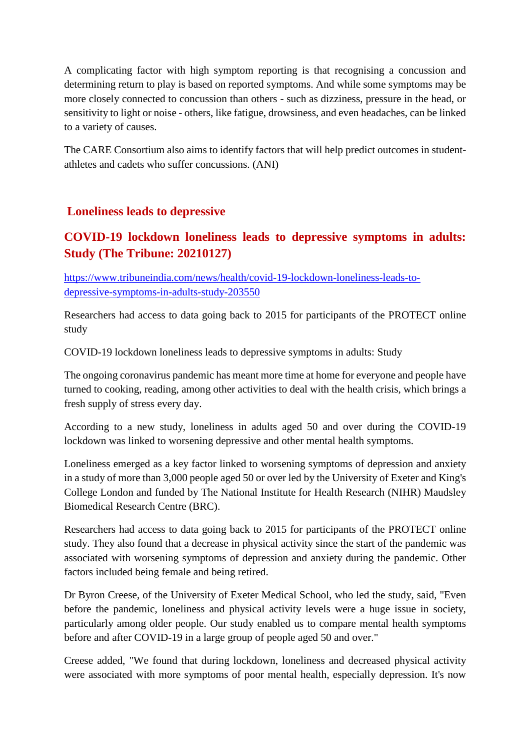A complicating factor with high symptom reporting is that recognising a concussion and determining return to play is based on reported symptoms. And while some symptoms may be more closely connected to concussion than others - such as dizziness, pressure in the head, or sensitivity to light or noise - others, like fatigue, drowsiness, and even headaches, can be linked to a variety of causes.

The CARE Consortium also aims to identify factors that will help predict outcomes in student-athletes and cadets who suffer concussions. (ANI)

## Loneliness leads to depressive

## COVID-19 lockdown loneliness leads to depressive symptoms in adults: Study (The Tribune: 20210127)

https://www.tribuneindia.com/news/health/covid-19-lockdown-loneliness-leads-to-depressive-symptoms-in-adults-study-203550

Researchers had access to data going back to 2015 for participants of the PROTECT online study

COVID-19 lockdown loneliness leads to depressive symptoms in adults: Study

The ongoing coronavirus pandemic has meant more time at home for everyone and people have turned to cooking, reading, among other activities to deal with the health crisis, which brings a fresh supply of stress every day.

According to a new study, loneliness in adults aged 50 and over during the COVID-19 lockdown was linked to worsening depressive and other mental health symptoms.

Loneliness emerged as a key factor linked to worsening symptoms of depression and anxiety in a study of more than 3,000 people aged 50 or over led by the University of Exeter and King's College London and funded by The National Institute for Health Research (NIHR) Maudsley Biomedical Research Centre (BRC).

Researchers had access to data going back to 2015 for participants of the PROTECT online study. They also found that a decrease in physical activity since the start of the pandemic was associated with worsening symptoms of depression and anxiety during the pandemic. Other factors included being female and being retired.

Dr Byron Creese, of the University of Exeter Medical School, who led the study, said, "Even before the pandemic, loneliness and physical activity levels were a huge issue in society, particularly among older people. Our study enabled us to compare mental health symptoms before and after COVID-19 in a large group of people aged 50 and over."

Creese added, "We found that during lockdown, loneliness and decreased physical activity were associated with more symptoms of poor mental health, especially depression. It's now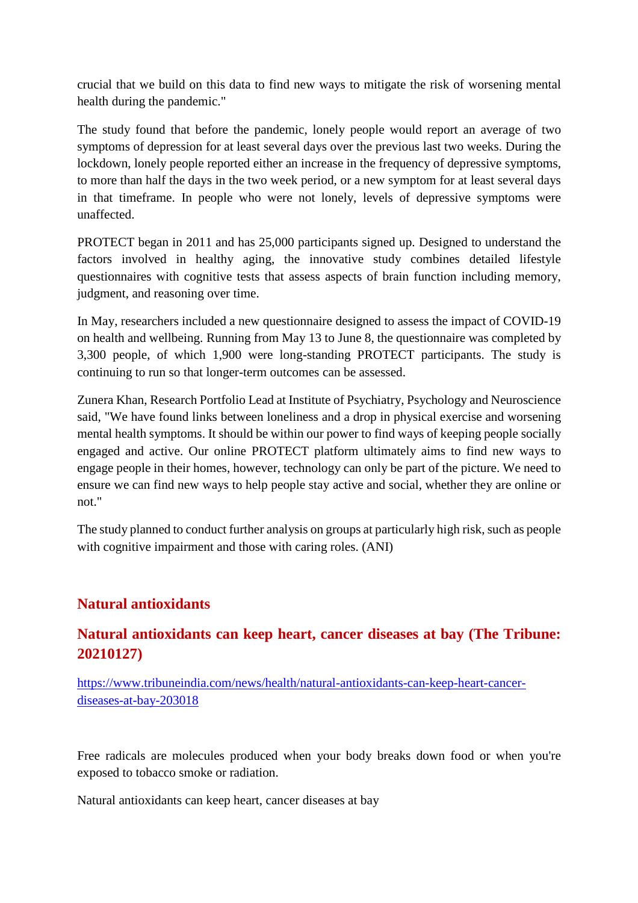crucial that we build on this data to find new ways to mitigate the risk of worsening mental health during the pandemic."

The study found that before the pandemic, lonely people would report an average of two symptoms of depression for at least several days over the previous last two weeks. During the lockdown, lonely people reported either an increase in the frequency of depressive symptoms, to more than half the days in the two week period, or a new symptom for at least several days in that timeframe. In people who were not lonely, levels of depressive symptoms were unaffected.

PROTECT began in 2011 and has 25,000 participants signed up. Designed to understand the factors involved in healthy aging, the innovative study combines detailed lifestyle questionnaires with cognitive tests that assess aspects of brain function including memory, judgment, and reasoning over time.

In May, researchers included a new questionnaire designed to assess the impact of COVID-19 on health and wellbeing. Running from May 13 to June 8, the questionnaire was completed by 3,300 people, of which 1,900 were long-standing PROTECT participants. The study is continuing to run so that longer-term outcomes can be assessed.

Zunera Khan, Research Portfolio Lead at Institute of Psychiatry, Psychology and Neuroscience said, "We have found links between loneliness and a drop in physical exercise and worsening mental health symptoms. It should be within our power to find ways of keeping people socially engaged and active. Our online PROTECT platform ultimately aims to find new ways to engage people in their homes, however, technology can only be part of the picture. We need to ensure we can find new ways to help people stay active and social, whether they are online or not."

The study planned to conduct further analysis on groups at particularly high risk, such as people with cognitive impairment and those with caring roles. (ANI)

## Natural antioxidants

### Natural antioxidants can keep heart, cancer diseases at bay (The Tribune: 20210127)

https://www.tribuneindia.com/news/health/natural-antioxidants-can-keep-heart-cancer-diseases-at-bay-203018

Free radicals are molecules produced when your body breaks down food or when you're exposed to tobacco smoke or radiation.

Natural antioxidants can keep heart, cancer diseases at bay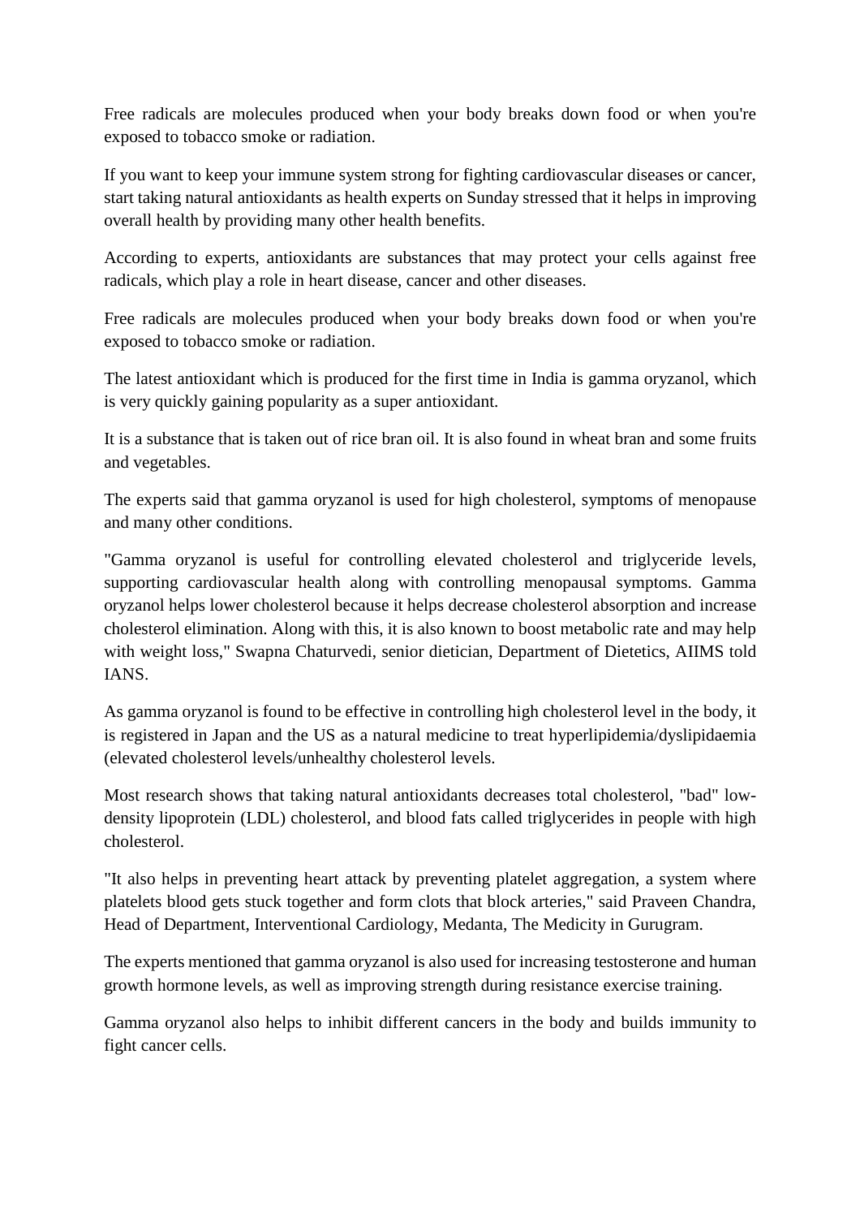Free radicals are molecules produced when your body breaks down food or when you're exposed to tobacco smoke or radiation.

If you want to keep your immune system strong for fighting cardiovascular diseases or cancer, start taking natural antioxidants as health experts on Sunday stressed that it helps in improving overall health by providing many other health benefits.

According to experts, antioxidants are substances that may protect your cells against free radicals, which play a role in heart disease, cancer and other diseases.

Free radicals are molecules produced when your body breaks down food or when you're exposed to tobacco smoke or radiation.

The latest antioxidant which is produced for the first time in India is gamma oryzanol, which is very quickly gaining popularity as a super antioxidant.

It is a substance that is taken out of rice bran oil. It is also found in wheat bran and some fruits and vegetables.

The experts said that gamma oryzanol is used for high cholesterol, symptoms of menopause and many other conditions.

"Gamma oryzanol is useful for controlling elevated cholesterol and triglyceride levels, supporting cardiovascular health along with controlling menopausal symptoms. Gamma oryzanol helps lower cholesterol because it helps decrease cholesterol absorption and increase cholesterol elimination. Along with this, it is also known to boost metabolic rate and may help with weight loss," Swapna Chaturvedi, senior dietician, Department of Dietetics, AIIMS told IANS.

As gamma oryzanol is found to be effective in controlling high cholesterol level in the body, it is registered in Japan and the US as a natural medicine to treat hyperlipidemia/dyslipidaemia (elevated cholesterol levels/unhealthy cholesterol levels.

Most research shows that taking natural antioxidants decreases total cholesterol, "bad" low-density lipoprotein (LDL) cholesterol, and blood fats called triglycerides in people with high cholesterol.

"It also helps in preventing heart attack by preventing platelet aggregation, a system where platelets blood gets stuck together and form clots that block arteries," said Praveen Chandra, Head of Department, Interventional Cardiology, Medanta, The Medicity in Gurugram.

The experts mentioned that gamma oryzanol is also used for increasing testosterone and human growth hormone levels, as well as improving strength during resistance exercise training.

Gamma oryzanol also helps to inhibit different cancers in the body and builds immunity to fight cancer cells.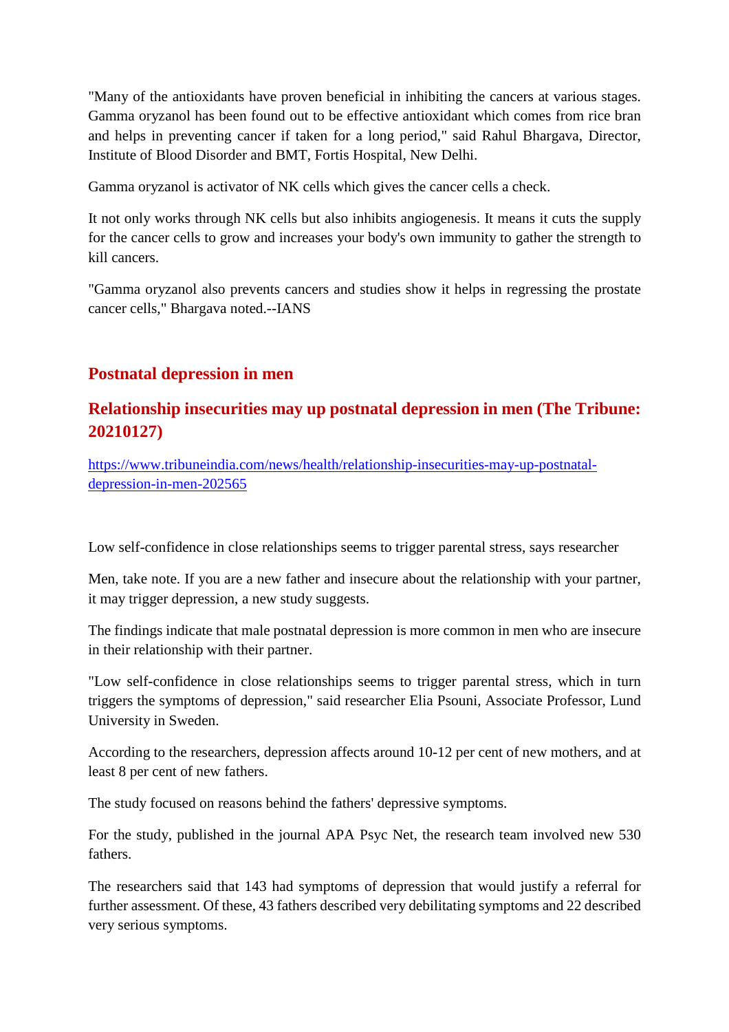"Many of the antioxidants have proven beneficial in inhibiting the cancers at various stages. Gamma oryzanol has been found out to be effective antioxidant which comes from rice bran and helps in preventing cancer if taken for a long period," said Rahul Bhargava, Director, Institute of Blood Disorder and BMT, Fortis Hospital, New Delhi.

Gamma oryzanol is activator of NK cells which gives the cancer cells a check.

It not only works through NK cells but also inhibits angiogenesis. It means it cuts the supply for the cancer cells to grow and increases your body's own immunity to gather the strength to kill cancers.

"Gamma oryzanol also prevents cancers and studies show it helps in regressing the prostate cancer cells," Bhargava noted.--IANS

## Postnatal depression in men

## Relationship insecurities may up postnatal depression in men (The Tribune: 20210127)

https://www.tribuneindia.com/news/health/relationship-insecurities-may-up-postnatal-depression-in-men-202565

Low self-confidence in close relationships seems to trigger parental stress, says researcher

Men, take note. If you are a new father and insecure about the relationship with your partner, it may trigger depression, a new study suggests.

The findings indicate that male postnatal depression is more common in men who are insecure in their relationship with their partner.

"Low self-confidence in close relationships seems to trigger parental stress, which in turn triggers the symptoms of depression," said researcher Elia Psouni, Associate Professor, Lund University in Sweden.

According to the researchers, depression affects around 10-12 per cent of new mothers, and at least 8 per cent of new fathers.

The study focused on reasons behind the fathers' depressive symptoms.

For the study, published in the journal APA Psyc Net, the research team involved new 530 fathers.

The researchers said that 143 had symptoms of depression that would justify a referral for further assessment. Of these, 43 fathers described very debilitating symptoms and 22 described very serious symptoms.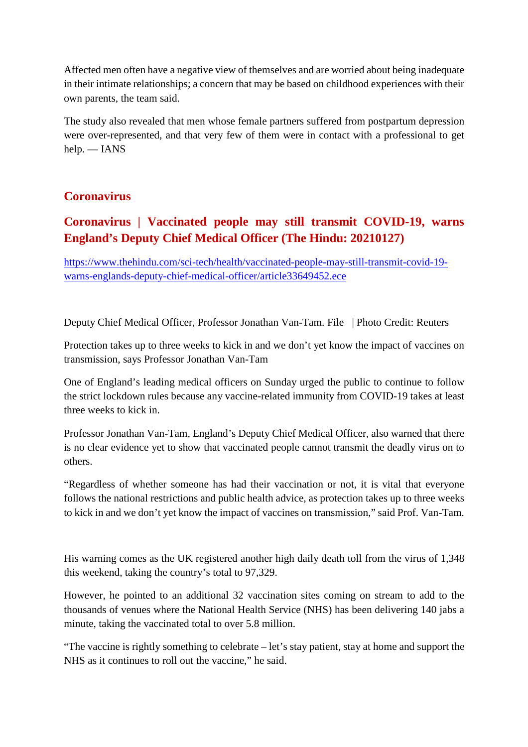Affected men often have a negative view of themselves and are worried about being inadequate in their intimate relationships; a concern that may be based on childhood experiences with their own parents, the team said.

The study also revealed that men whose female partners suffered from postpartum depression were over-represented, and that very few of them were in contact with a professional to get help. — IANS

## Coronavirus

## Coronavirus | Vaccinated people may still transmit COVID-19, warns England's Deputy Chief Medical Officer (The Hindu: 20210127)

https://www.thehindu.com/sci-tech/health/vaccinated-people-may-still-transmit-covid-19-warns-englands-deputy-chief-medical-officer/article33649452.ece

Deputy Chief Medical Officer, Professor Jonathan Van-Tam. File | Photo Credit: Reuters

Protection takes up to three weeks to kick in and we don't yet know the impact of vaccines on transmission, says Professor Jonathan Van-Tam

One of England's leading medical officers on Sunday urged the public to continue to follow the strict lockdown rules because any vaccine-related immunity from COVID-19 takes at least three weeks to kick in.

Professor Jonathan Van-Tam, England's Deputy Chief Medical Officer, also warned that there is no clear evidence yet to show that vaccinated people cannot transmit the deadly virus on to others.

"Regardless of whether someone has had their vaccination or not, it is vital that everyone follows the national restrictions and public health advice, as protection takes up to three weeks to kick in and we don't yet know the impact of vaccines on transmission," said Prof. Van-Tam.

His warning comes as the UK registered another high daily death toll from the virus of 1,348 this weekend, taking the country's total to 97,329.

However, he pointed to an additional 32 vaccination sites coming on stream to add to the thousands of venues where the National Health Service (NHS) has been delivering 140 jabs a minute, taking the vaccinated total to over 5.8 million.

"The vaccine is rightly something to celebrate – let's stay patient, stay at home and support the NHS as it continues to roll out the vaccine," he said.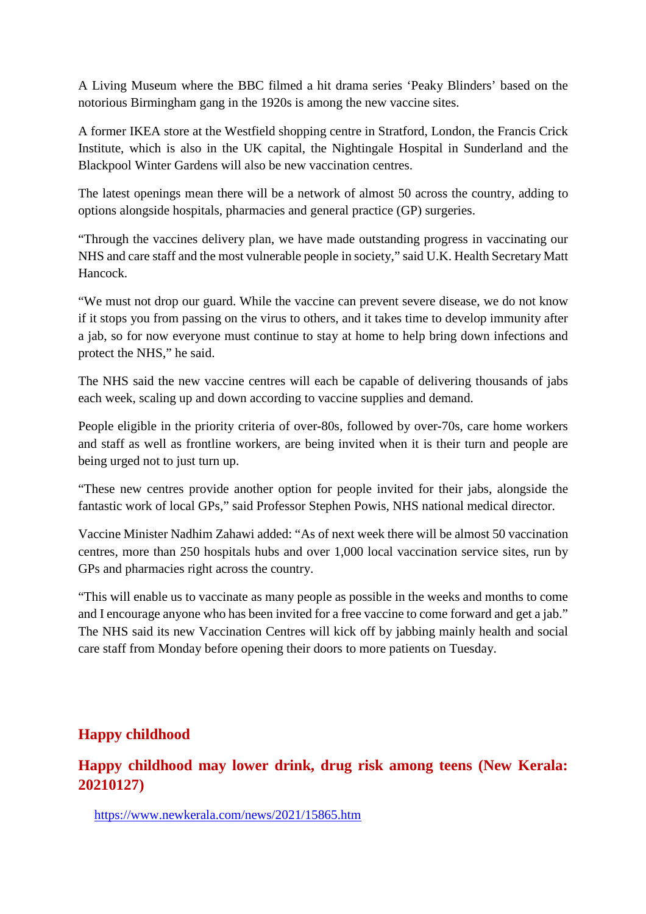A Living Museum where the BBC filmed a hit drama series 'Peaky Blinders' based on the notorious Birmingham gang in the 1920s is among the new vaccine sites.

A former IKEA store at the Westfield shopping centre in Stratford, London, the Francis Crick Institute, which is also in the UK capital, the Nightingale Hospital in Sunderland and the Blackpool Winter Gardens will also be new vaccination centres.

The latest openings mean there will be a network of almost 50 across the country, adding to options alongside hospitals, pharmacies and general practice (GP) surgeries.

"Through the vaccines delivery plan, we have made outstanding progress in vaccinating our NHS and care staff and the most vulnerable people in society," said U.K. Health Secretary Matt Hancock.

"We must not drop our guard. While the vaccine can prevent severe disease, we do not know if it stops you from passing on the virus to others, and it takes time to develop immunity after a jab, so for now everyone must continue to stay at home to help bring down infections and protect the NHS," he said.

The NHS said the new vaccine centres will each be capable of delivering thousands of jabs each week, scaling up and down according to vaccine supplies and demand.

People eligible in the priority criteria of over-80s, followed by over-70s, care home workers and staff as well as frontline workers, are being invited when it is their turn and people are being urged not to just turn up.

"These new centres provide another option for people invited for their jabs, alongside the fantastic work of local GPs," said Professor Stephen Powis, NHS national medical director.

Vaccine Minister Nadhim Zahawi added: "As of next week there will be almost 50 vaccination centres, more than 250 hospitals hubs and over 1,000 local vaccination service sites, run by GPs and pharmacies right across the country.

"This will enable us to vaccinate as many people as possible in the weeks and months to come and I encourage anyone who has been invited for a free vaccine to come forward and get a jab." The NHS said its new Vaccination Centres will kick off by jabbing mainly health and social care staff from Monday before opening their doors to more patients on Tuesday.

## Happy childhood

## Happy childhood may lower drink, drug risk among teens (New Kerala: 20210127)

https://www.newkerala.com/news/2021/15865.htm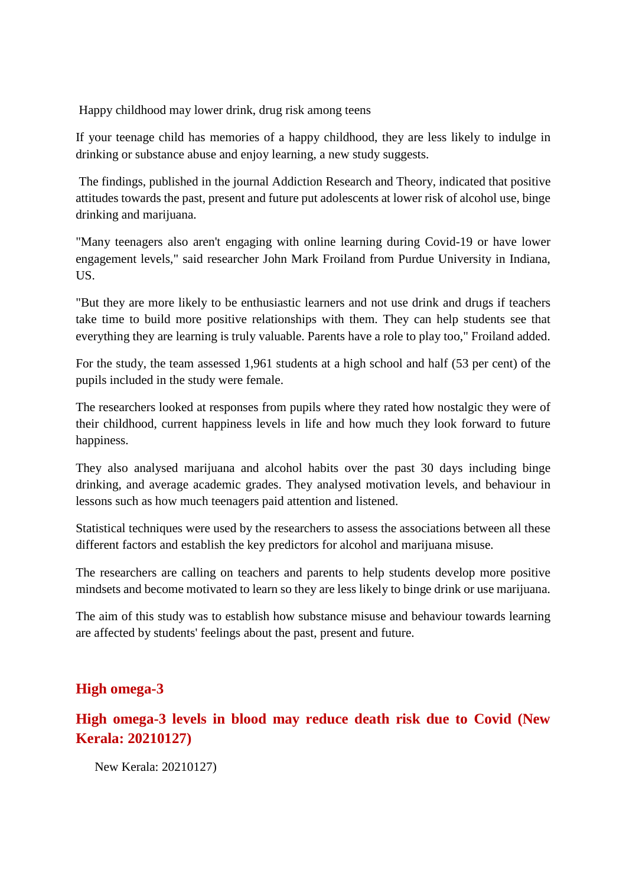Happy childhood may lower drink, drug risk among teens

If your teenage child has memories of a happy childhood, they are less likely to indulge in drinking or substance abuse and enjoy learning, a new study suggests.

The findings, published in the journal Addiction Research and Theory, indicated that positive attitudes towards the past, present and future put adolescents at lower risk of alcohol use, binge drinking and marijuana.

"Many teenagers also aren't engaging with online learning during Covid-19 or have lower engagement levels," said researcher John Mark Froiland from Purdue University in Indiana, US.

"But they are more likely to be enthusiastic learners and not use drink and drugs if teachers take time to build more positive relationships with them. They can help students see that everything they are learning is truly valuable. Parents have a role to play too," Froiland added.

For the study, the team assessed 1,961 students at a high school and half (53 per cent) of the pupils included in the study were female.

The researchers looked at responses from pupils where they rated how nostalgic they were of their childhood, current happiness levels in life and how much they look forward to future happiness.

They also analysed marijuana and alcohol habits over the past 30 days including binge drinking, and average academic grades. They analysed motivation levels, and behaviour in lessons such as how much teenagers paid attention and listened.

Statistical techniques were used by the researchers to assess the associations between all these different factors and establish the key predictors for alcohol and marijuana misuse.

The researchers are calling on teachers and parents to help students develop more positive mindsets and become motivated to learn so they are less likely to binge drink or use marijuana.

The aim of this study was to establish how substance misuse and behaviour towards learning are affected by students' feelings about the past, present and future.

## High omega-3

## High omega-3 levels in blood may reduce death risk due to Covid (New Kerala: 20210127)

New Kerala: 20210127)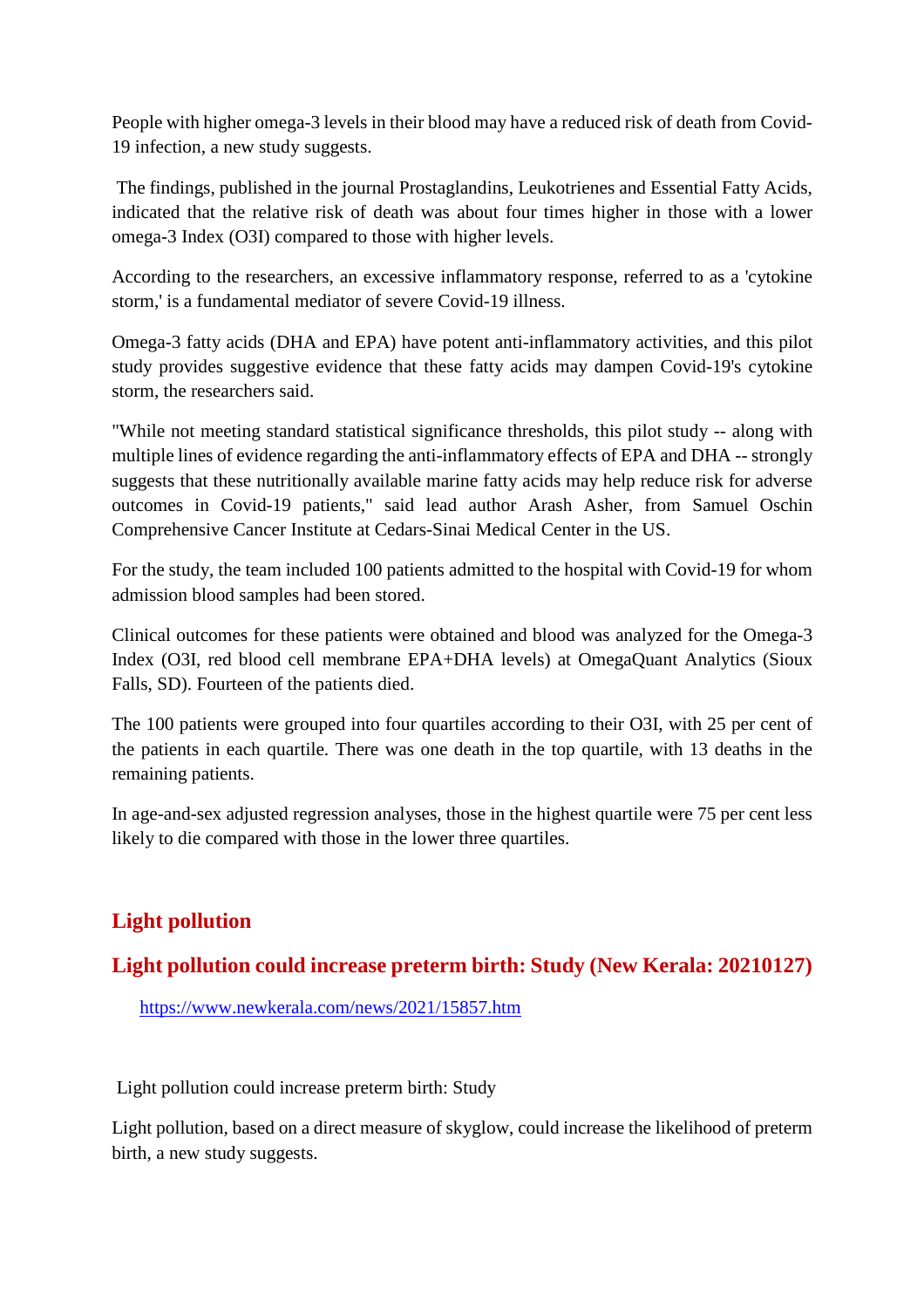People with higher omega-3 levels in their blood may have a reduced risk of death from Covid-19 infection, a new study suggests.

The findings, published in the journal Prostaglandins, Leukotrienes and Essential Fatty Acids, indicated that the relative risk of death was about four times higher in those with a lower omega-3 Index (O3I) compared to those with higher levels.

According to the researchers, an excessive inflammatory response, referred to as a 'cytokine storm,' is a fundamental mediator of severe Covid-19 illness.

Omega-3 fatty acids (DHA and EPA) have potent anti-inflammatory activities, and this pilot study provides suggestive evidence that these fatty acids may dampen Covid-19's cytokine storm, the researchers said.

"While not meeting standard statistical significance thresholds, this pilot study -- along with multiple lines of evidence regarding the anti-inflammatory effects of EPA and DHA -- strongly suggests that these nutritionally available marine fatty acids may help reduce risk for adverse outcomes in Covid-19 patients," said lead author Arash Asher, from Samuel Oschin Comprehensive Cancer Institute at Cedars-Sinai Medical Center in the US.

For the study, the team included 100 patients admitted to the hospital with Covid-19 for whom admission blood samples had been stored.

Clinical outcomes for these patients were obtained and blood was analyzed for the Omega-3 Index (O3I, red blood cell membrane EPA+DHA levels) at OmegaQuant Analytics (Sioux Falls, SD). Fourteen of the patients died.

The 100 patients were grouped into four quartiles according to their O3I, with 25 per cent of the patients in each quartile. There was one death in the top quartile, with 13 deaths in the remaining patients.

In age-and-sex adjusted regression analyses, those in the highest quartile were 75 per cent less likely to die compared with those in the lower three quartiles.

## Light pollution

## Light pollution could increase preterm birth: Study (New Kerala: 20210127)

https://www.newkerala.com/news/2021/15857.htm

Light pollution could increase preterm birth: Study

Light pollution, based on a direct measure of skyglow, could increase the likelihood of preterm birth, a new study suggests.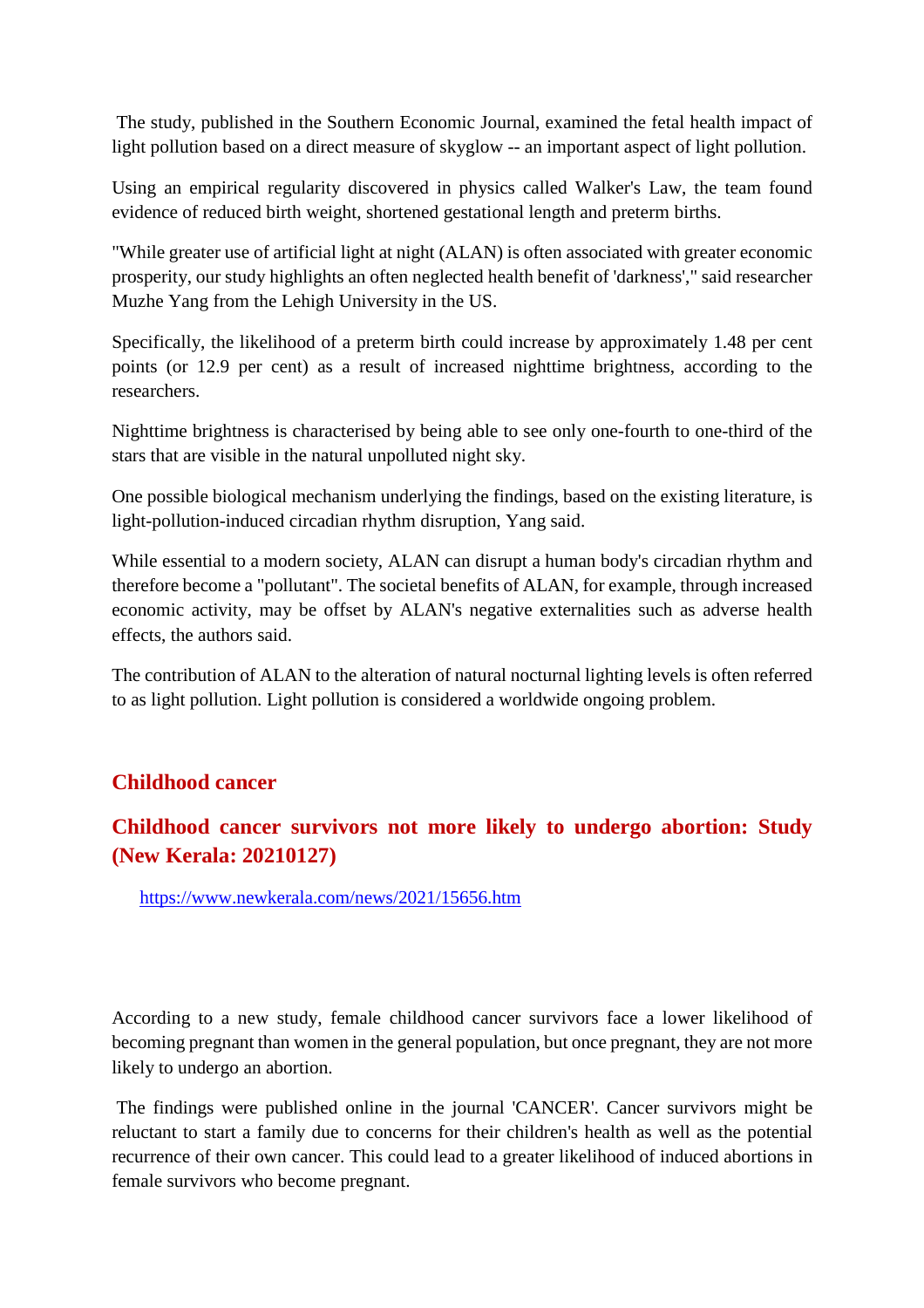The study, published in the Southern Economic Journal, examined the fetal health impact of light pollution based on a direct measure of skyglow -- an important aspect of light pollution.

Using an empirical regularity discovered in physics called Walker's Law, the team found evidence of reduced birth weight, shortened gestational length and preterm births.

"While greater use of artificial light at night (ALAN) is often associated with greater economic prosperity, our study highlights an often neglected health benefit of 'darkness'," said researcher Muzhe Yang from the Lehigh University in the US.

Specifically, the likelihood of a preterm birth could increase by approximately 1.48 per cent points (or 12.9 per cent) as a result of increased nighttime brightness, according to the researchers.

Nighttime brightness is characterised by being able to see only one-fourth to one-third of the stars that are visible in the natural unpolluted night sky.

One possible biological mechanism underlying the findings, based on the existing literature, is light-pollution-induced circadian rhythm disruption, Yang said.

While essential to a modern society, ALAN can disrupt a human body's circadian rhythm and therefore become a "pollutant". The societal benefits of ALAN, for example, through increased economic activity, may be offset by ALAN's negative externalities such as adverse health effects, the authors said.

The contribution of ALAN to the alteration of natural nocturnal lighting levels is often referred to as light pollution. Light pollution is considered a worldwide ongoing problem.

## Childhood cancer

### Childhood cancer survivors not more likely to undergo abortion: Study (New Kerala: 20210127)

https://www.newkerala.com/news/2021/15656.htm

According to a new study, female childhood cancer survivors face a lower likelihood of becoming pregnant than women in the general population, but once pregnant, they are not more likely to undergo an abortion.

The findings were published online in the journal 'CANCER'. Cancer survivors might be reluctant to start a family due to concerns for their children's health as well as the potential recurrence of their own cancer. This could lead to a greater likelihood of induced abortions in female survivors who become pregnant.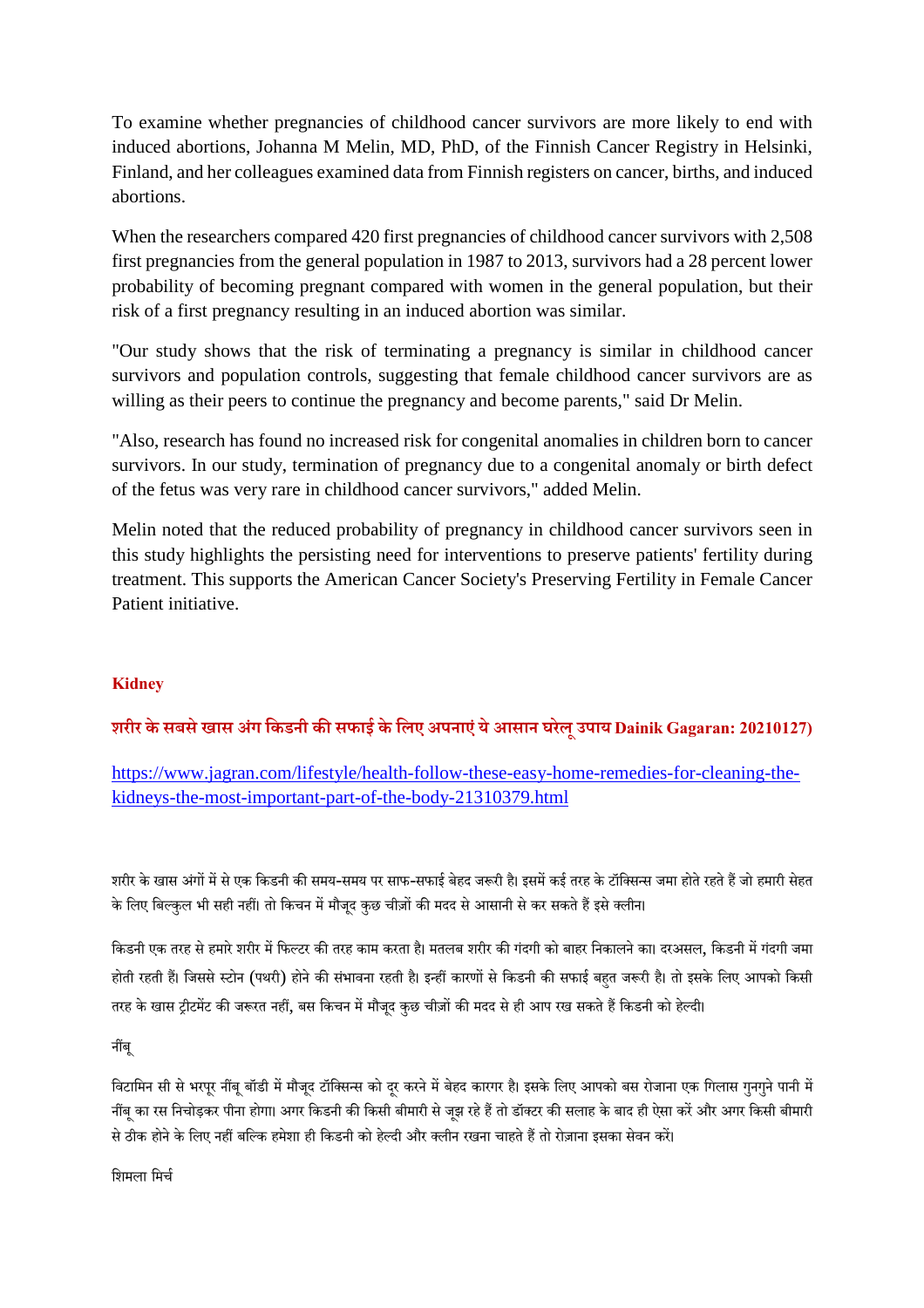To examine whether pregnancies of childhood cancer survivors are more likely to end with induced abortions, Johanna M Melin, MD, PhD, of the Finnish Cancer Registry in Helsinki, Finland, and her colleagues examined data from Finnish registers on cancer, births, and induced abortions.

When the researchers compared 420 first pregnancies of childhood cancer survivors with 2,508 first pregnancies from the general population in 1987 to 2013, survivors had a 28 percent lower probability of becoming pregnant compared with women in the general population, but their risk of a first pregnancy resulting in an induced abortion was similar.

"Our study shows that the risk of terminating a pregnancy is similar in childhood cancer survivors and population controls, suggesting that female childhood cancer survivors are as willing as their peers to continue the pregnancy and become parents," said Dr Melin.

"Also, research has found no increased risk for congenital anomalies in children born to cancer survivors. In our study, termination of pregnancy due to a congenital anomaly or birth defect of the fetus was very rare in childhood cancer survivors," added Melin.

Melin noted that the reduced probability of pregnancy in childhood cancer survivors seen in this study highlights the persisting need for interventions to preserve patients' fertility during treatment. This supports the American Cancer Society's Preserving Fertility in Female Cancer Patient initiative.

## Kidney

### शरीर के सबसे खास अंग किडनी की सफाई के लिए अपनाएं ये आसान घरेलू उपाय Dainik Gagaran: 20210127)

https://www.jagran.com/lifestyle/health-follow-these-easy-home-remedies-for-cleaning-the-kidneys-the-most-important-part-of-the-body-21310379.html

शरीर के खास अंगों में से एक किडनी की समय-समय पर साफ-सफाई बेहद जरूरी है। इसमें कई तरह के टॉक्सिन्स जमा होते रहते हैं जो हमारी सेहत के लिए बिल्कुल भी सही नहीं। तो किचन में मौजूद कुछ चीज़ों की मदद से आसानी से कर सकते हैं इसे क्लीन।

किडनी एक तरह से हमारे शरीर में फिल्टर की तरह काम करता है। मतलब शरीर की गंदगी को बाहर निकालने का। दरअसल, किडनी में गंदगी जमा होती रहती हैं। जिससे स्टोन (पथरी) होने की संभावना रहती है। इन्हीं कारणों से किडनी की सफाई बहुत जरूरी है। तो इसके लिए आपको किसी तरह के खास ट्रीटमेंट की जरूरत नहीं, बस किचन में मौजूद कुछ चीज़ों की मदद से ही आप रख सकते हैं किडनी को हेल्दी।

नींबू

विटामिन सी से भरपूर नींबू बॉडी में मौजूद टॉक्सिन्स को दूर करने में बेहद कारगर है। इसके लिए आपको बस रोजाना एक गिलास गुनगुने पानी में नींबू का रस निचोड़कर पीना होगा। अगर किडनी की किसी बीमारी से जूझ रहे हैं तो डॉक्टर की सलाह के बाद ही ऐसा करें और अगर किसी बीमारी से ठीक होने के लिए नहीं बल्कि हमेशा ही किडनी को हेल्दी और क्लीन रखना चाहते हैं तो रोज़ाना इसका सेवन करें।

शिमला मिर्च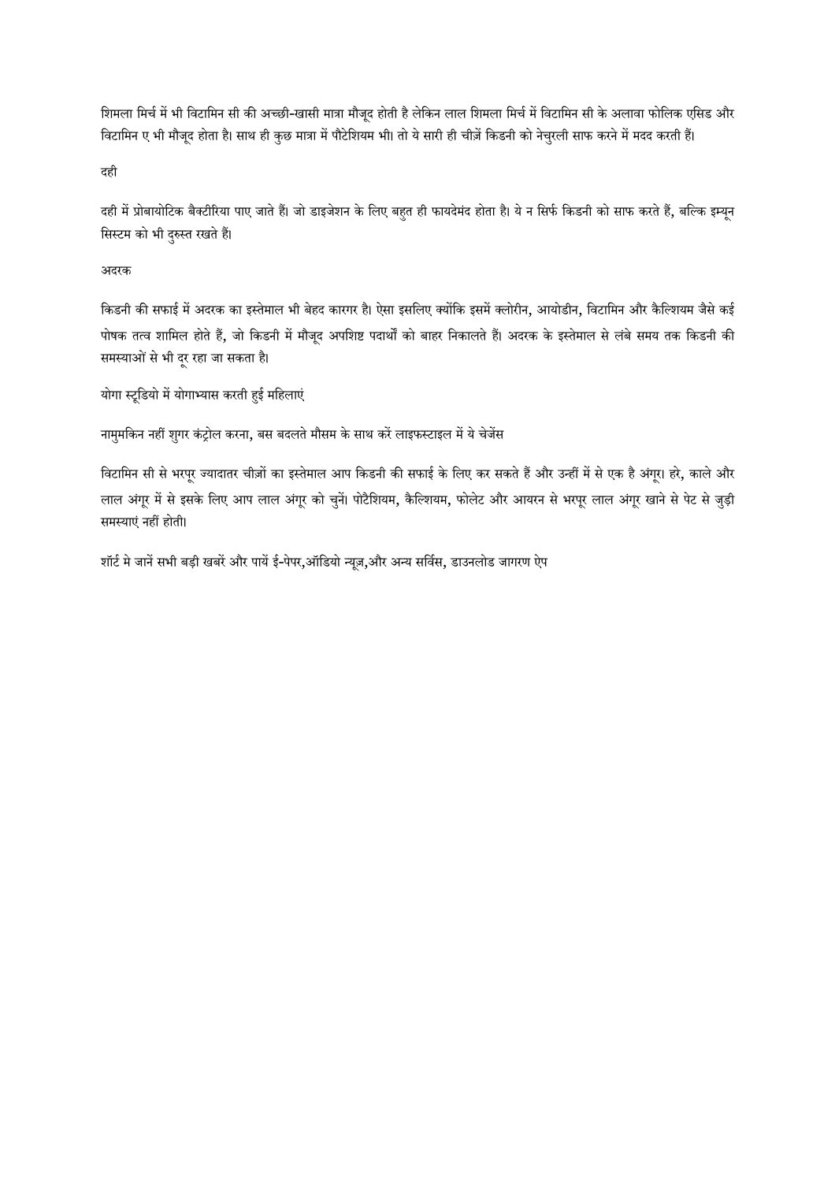शिमला मिर्च में भी विटामिन सी की अच्छी-खासी मात्रा मौजूद होती है लेकिन लाल शिमला मिर्च में विटामिन सी के अलावा फोलिक एसिड और विटामिन ए भी मौजूद होता है। साथ ही कुछ मात्रा में पौटेशियम भी। तो ये सारी ही चीज़ें किडनी को नेचुरली साफ करने में मदद करती हैं।

दही

दही में प्रोबायोटिक बैक्टीरिया पाए जाते हैं। जो डाइजेशन के लिए बहुत ही फायदेमंद होता है। ये न सिर्फ किडनी को साफ करते हैं, बल्कि इम्यून सिस्टम को भी दुरुस्त रखते हैं।

अदरक

किडनी की सफाई में अदरक का इस्तेमाल भी बेहद कारगर है। ऐसा इसलिए क्योंकि इसमें क्लोरीन, आयोडीन, विटामिन और कैल्शियम जैसे कई पोषक तत्व शामिल होते हैं, जो किडनी में मौजूद अपशिष्ट पदार्थों को बाहर निकालते हैं। अदरक के इस्तेमाल से लंबे समय तक किडनी की समस्याओं से भी दूर रहा जा सकता है।

योगा स्टूडियो में योगाभ्यास करती हुई महिलाएं

नामुमकिन नहीं शुगर कंट्रोल करना, बस बदलते मौसम के साथ करें लाइफस्टाइल में ये चेजेंस

विटामिन सी से भरपूर ज्यादातर चीज़ों का इस्तेमाल आप किडनी की सफाई के लिए कर सकते हैं और उन्हीं में से एक है अंगूर। हरे, काले और लाल अंगूर में से इसके लिए आप लाल अंगूर को चुनें। पोटैशियम, कैल्शियम, फोलेट और आयरन से भरपूर लाल अंगूर खाने से पेट से जुड़ी समस्याएं नहीं होती।

शॉर्ट मे जानें सभी बड़ी खबरें और पायें ई-पेपर,ऑडियो न्यूज़,और अन्य सर्विस, डाउनलोड जागरण ऐप